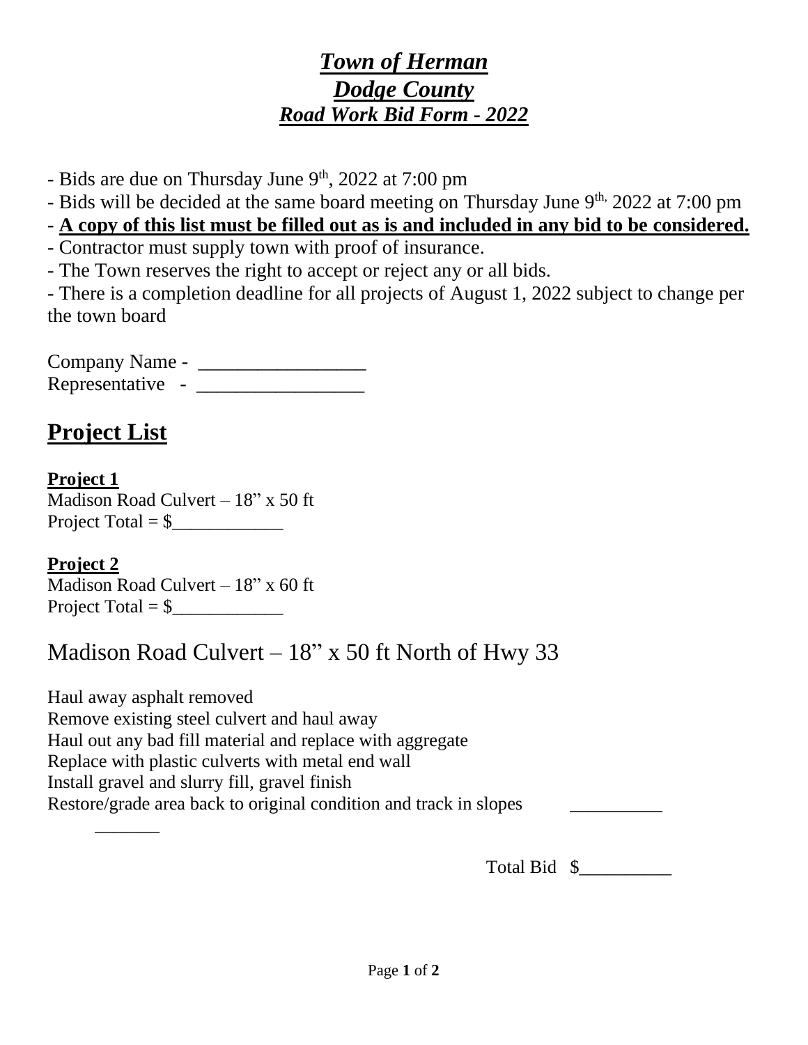# ***Town of Herman***
## ***Dodge County***
### ***Road Work Bid Form - 2022***

- Bids are due on Thursday June 9th, 2022 at 7:00 pm
- Bids will be decided at the same board meeting on Thursday June 9th, 2022 at 7:00 pm
- **A copy of this list must be filled out as is and included in any bid to be considered.**
- Contractor must supply town with proof of insurance.
- The Town reserves the right to accept or reject any or all bids.
- There is a completion deadline for all projects of August 1, 2022 subject to change per the town board

Company Name - _________________
Representative - _________________

## Project List

**Project 1**
Madison Road Culvert – 18" x 50 ft
Project Total = $____________

**Project 2**
Madison Road Culvert – 18" x 60 ft
Project Total = $____________

## Madison Road Culvert – 18" x 50 ft North of Hwy 33

Haul away asphalt removed
Remove existing steel culvert and haul away
Haul out any bad fill material and replace with aggregate
Replace with plastic culverts with metal end wall
Install gravel and slurry fill, gravel finish
Restore/grade area back to original condition and track in slopes __________
_______

Total Bid $__________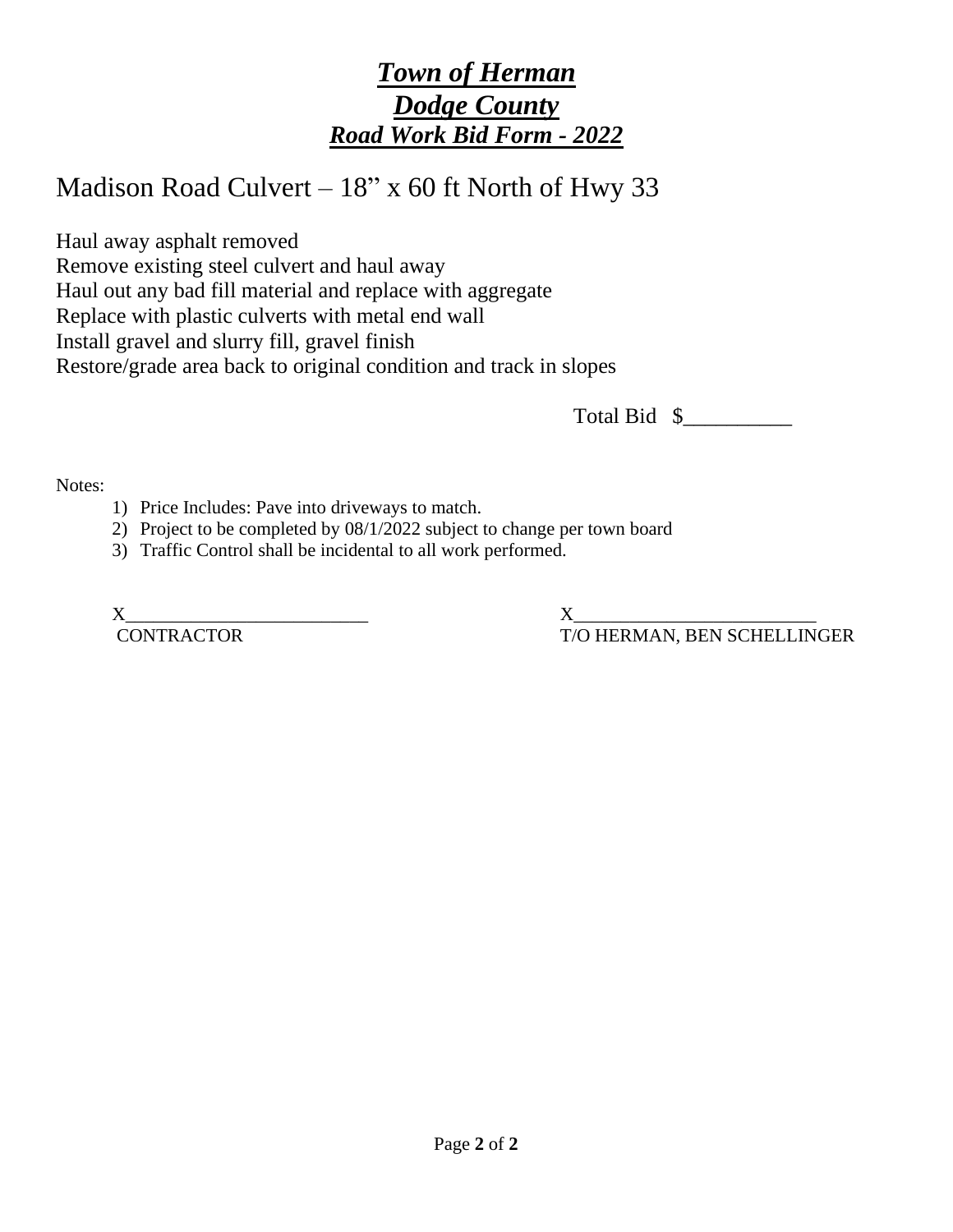# ***Town of Herman***
# ***Dodge County***
## ***Road Work Bid Form - 2022***

Madison Road Culvert – 18" x 60 ft North of Hwy 33

Haul away asphalt removed
Remove existing steel culvert and haul away
Haul out any bad fill material and replace with aggregate
Replace with plastic culverts with metal end wall
Install gravel and slurry fill, gravel finish
Restore/grade area back to original condition and track in slopes

Total Bid $__________

Notes:

1) Price Includes: Pave into driveways to match.
2) Project to be completed by 08/1/2022 subject to change per town board
3) Traffic Control shall be incidental to all work performed.

X__________________________
CONTRACTOR

X__________________________
T/O HERMAN, BEN SCHELLINGER